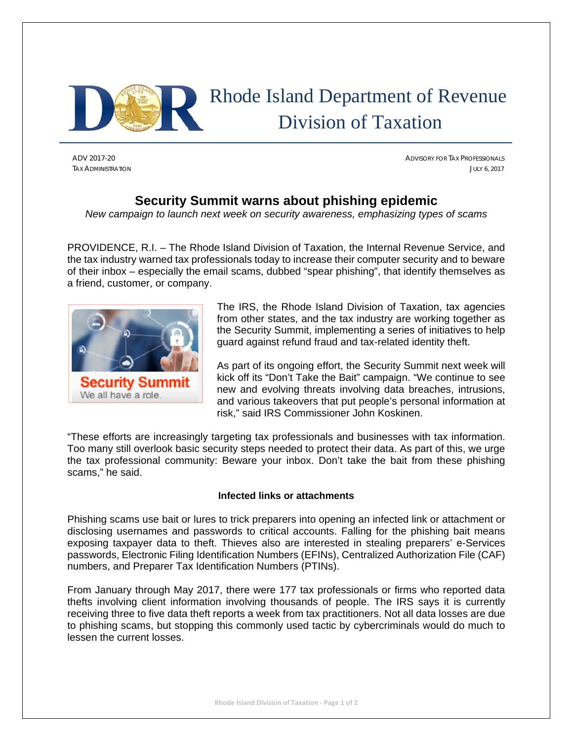Rhode Island Department of Revenue
Division of Taxation

ADV 2017-20
TAX ADMINISTRATION

ADVISORY FOR TAX PROFESSIONALS
JULY 6, 2017

# Security Summit warns about phishing epidemic

*New campaign to launch next week on security awareness, emphasizing types of scams*

PROVIDENCE, R.I. – The Rhode Island Division of Taxation, the Internal Revenue Service, and the tax industry warned tax professionals today to increase their computer security and to beware of their inbox – especially the email scams, dubbed "spear phishing", that identify themselves as a friend, customer, or company.

Security Summit
We all have a role.

The IRS, the Rhode Island Division of Taxation, tax agencies from other states, and the tax industry are working together as the Security Summit, implementing a series of initiatives to help guard against refund fraud and tax-related identity theft.

As part of its ongoing effort, the Security Summit next week will kick off its "Don't Take the Bait" campaign. "We continue to see new and evolving threats involving data breaches, intrusions, and various takeovers that put people's personal information at risk," said IRS Commissioner John Koskinen.

"These efforts are increasingly targeting tax professionals and businesses with tax information. Too many still overlook basic security steps needed to protect their data. As part of this, we urge the tax professional community: Beware your inbox. Don't take the bait from these phishing scams," he said.

### Infected links or attachments

Phishing scams use bait or lures to trick preparers into opening an infected link or attachment or disclosing usernames and passwords to critical accounts. Falling for the phishing bait means exposing taxpayer data to theft. Thieves also are interested in stealing preparers' e-Services passwords, Electronic Filing Identification Numbers (EFINs), Centralized Authorization File (CAF) numbers, and Preparer Tax Identification Numbers (PTINs).

From January through May 2017, there were 177 tax professionals or firms who reported data thefts involving client information involving thousands of people. The IRS says it is currently receiving three to five data theft reports a week from tax practitioners. Not all data losses are due to phishing scams, but stopping this commonly used tactic by cybercriminals would do much to lessen the current losses.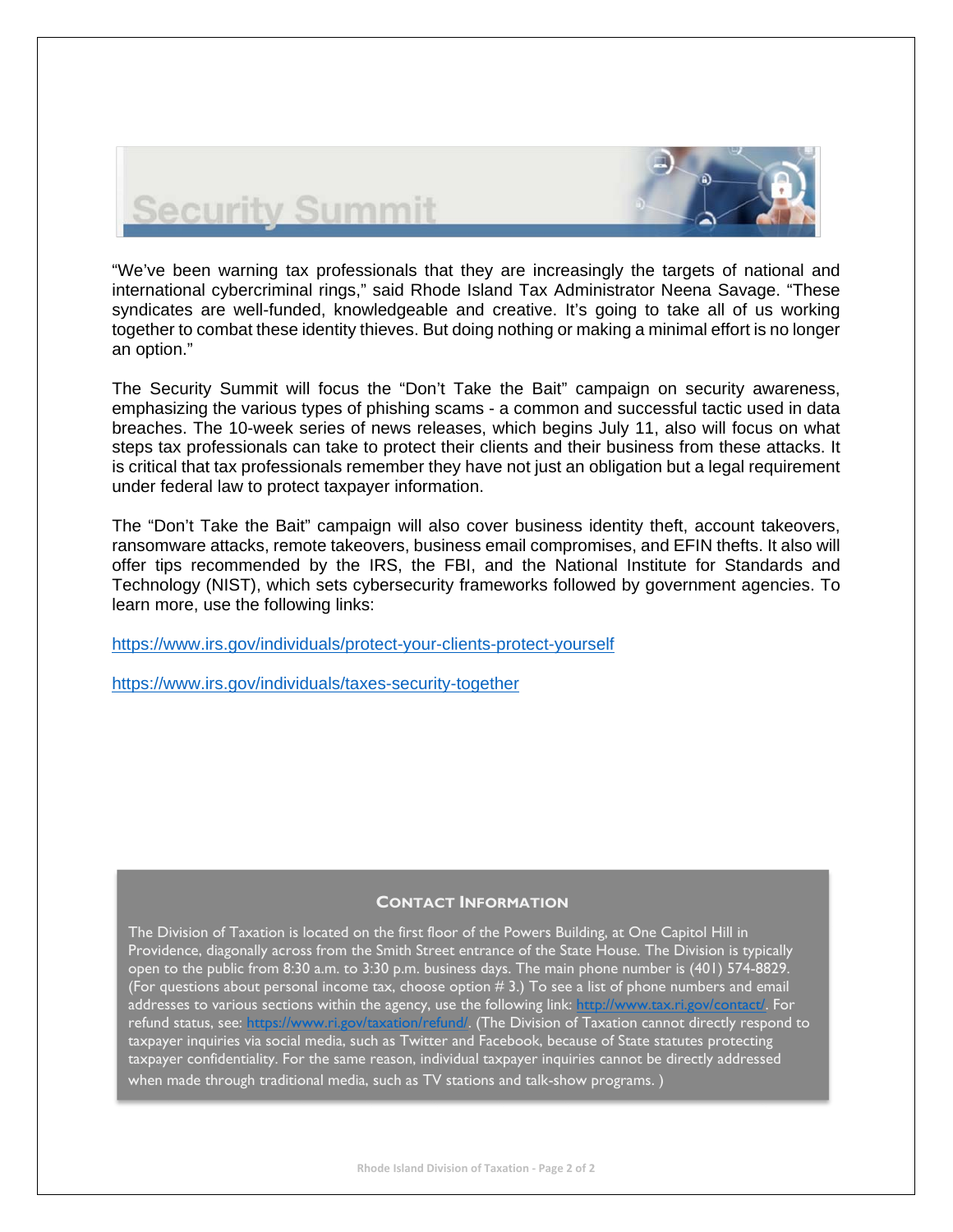# Security Summit

"We've been warning tax professionals that they are increasingly the targets of national and international cybercriminal rings," said Rhode Island Tax Administrator Neena Savage. "These syndicates are well-funded, knowledgeable and creative. It's going to take all of us working together to combat these identity thieves. But doing nothing or making a minimal effort is no longer an option."

The Security Summit will focus the "Don't Take the Bait" campaign on security awareness, emphasizing the various types of phishing scams - a common and successful tactic used in data breaches. The 10-week series of news releases, which begins July 11, also will focus on what steps tax professionals can take to protect their clients and their business from these attacks. It is critical that tax professionals remember they have not just an obligation but a legal requirement under federal law to protect taxpayer information.

The "Don't Take the Bait" campaign will also cover business identity theft, account takeovers, ransomware attacks, remote takeovers, business email compromises, and EFIN thefts. It also will offer tips recommended by the IRS, the FBI, and the National Institute for Standards and Technology (NIST), which sets cybersecurity frameworks followed by government agencies. To learn more, use the following links:

https://www.irs.gov/individuals/protect-your-clients-protect-yourself

https://www.irs.gov/individuals/taxes-security-together

### Contact Information

The Division of Taxation is located on the first floor of the Powers Building, at One Capitol Hill in Providence, diagonally across from the Smith Street entrance of the State House. The Division is typically open to the public from 8:30 a.m. to 3:30 p.m. business days. The main phone number is (401) 574-8829. (For questions about personal income tax, choose option # 3.) To see a list of phone numbers and email addresses to various sections within the agency, use the following link: http://www.tax.ri.gov/contact/. For refund status, see: https://www.ri.gov/taxation/refund/. (The Division of Taxation cannot directly respond to taxpayer inquiries via social media, such as Twitter and Facebook, because of State statutes protecting taxpayer confidentiality. For the same reason, individual taxpayer inquiries cannot be directly addressed when made through traditional media, such as TV stations and talk-show programs. )